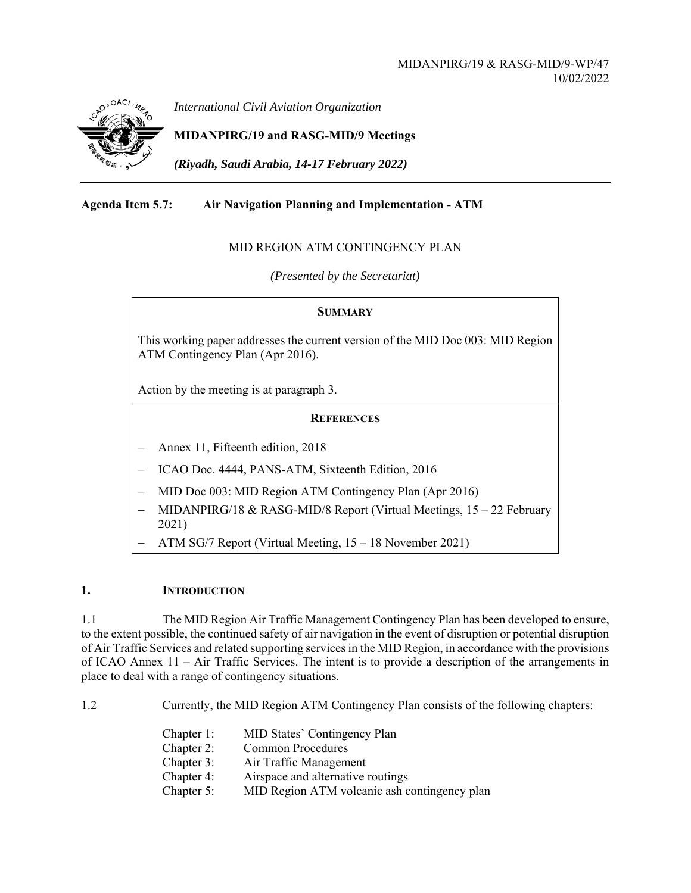MIDANPIRG/19 & RASG-MID/9-WP/47
10/02/2022

*International Civil Aviation Organization*

**MIDANPIRG/19 and RASG-MID/9 Meetings**

***(Riyadh, Saudi Arabia, 14-17 February 2022)***

**Agenda Item 5.7: Air Navigation Planning and Implementation - ATM**

MID REGION ATM CONTINGENCY PLAN

*(Presented by the Secretariat)*

**SUMMARY**

This working paper addresses the current version of the MID Doc 003: MID Region ATM Contingency Plan (Apr 2016).

Action by the meeting is at paragraph 3.

**REFERENCES**

- Annex 11, Fifteenth edition, 2018
- ICAO Doc. 4444, PANS-ATM, Sixteenth Edition, 2016
- MID Doc 003: MID Region ATM Contingency Plan (Apr 2016)
- MIDANPIRG/18 & RASG-MID/8 Report (Virtual Meetings, 15 – 22 February 2021)
- ATM SG/7 Report (Virtual Meeting, 15 – 18 November 2021)

## 1. INTRODUCTION

1.1 The MID Region Air Traffic Management Contingency Plan has been developed to ensure, to the extent possible, the continued safety of air navigation in the event of disruption or potential disruption of Air Traffic Services and related supporting services in the MID Region, in accordance with the provisions of ICAO Annex 11 – Air Traffic Services. The intent is to provide a description of the arrangements in place to deal with a range of contingency situations.

1.2 Currently, the MID Region ATM Contingency Plan consists of the following chapters:

- Chapter 1: MID States' Contingency Plan
- Chapter 2: Common Procedures
- Chapter 3: Air Traffic Management
- Chapter 4: Airspace and alternative routings
- Chapter 5: MID Region ATM volcanic ash contingency plan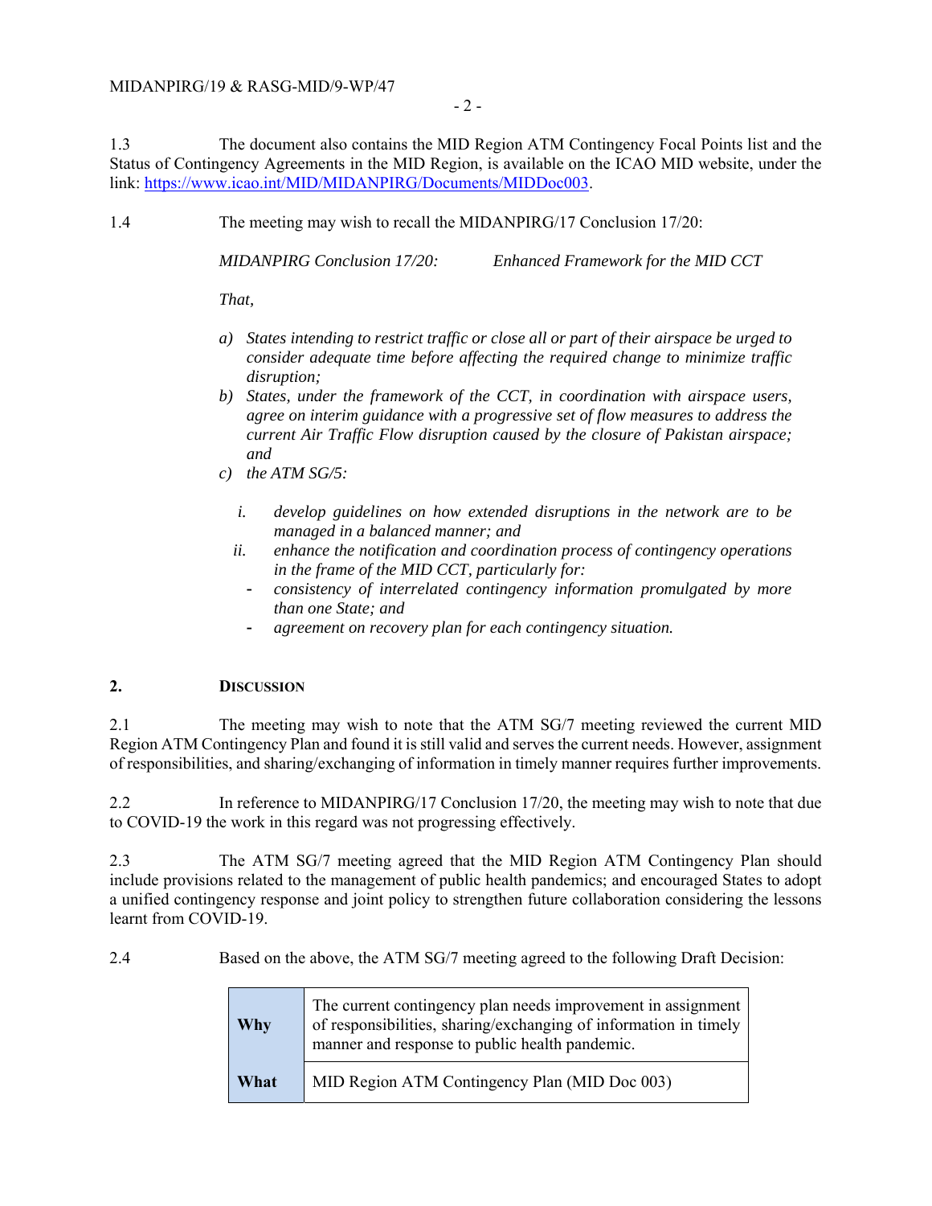1.3 The document also contains the MID Region ATM Contingency Focal Points list and the Status of Contingency Agreements in the MID Region, is available on the ICAO MID website, under the link: [https://www.icao.int/MID/MIDANPIRG/Documents/MIDDoc003](https://www.icao.int/MID/MIDANPIRG/Documents/MIDDoc003).

1.4 The meeting may wish to recall the MIDANPIRG/17 Conclusion 17/20:

*MIDANPIRG Conclusion 17/20: Enhanced Framework for the MID CCT*

*That,*

*a) States intending to restrict traffic or close all or part of their airspace be urged to consider adequate time before affecting the required change to minimize traffic disruption;*

*b) States, under the framework of the CCT, in coordination with airspace users, agree on interim guidance with a progressive set of flow measures to address the current Air Traffic Flow disruption caused by the closure of Pakistan airspace; and*

*c) the ATM SG/5:*

*i. develop guidelines on how extended disruptions in the network are to be managed in a balanced manner; and*

*ii. enhance the notification and coordination process of contingency operations in the frame of the MID CCT, particularly for:*

- *consistency of interrelated contingency information promulgated by more than one State; and*
- *agreement on recovery plan for each contingency situation.*

## 2. DISCUSSION

2.1 The meeting may wish to note that the ATM SG/7 meeting reviewed the current MID Region ATM Contingency Plan and found it is still valid and serves the current needs. However, assignment of responsibilities, and sharing/exchanging of information in timely manner requires further improvements.

2.2 In reference to MIDANPIRG/17 Conclusion 17/20, the meeting may wish to note that due to COVID-19 the work in this regard was not progressing effectively.

2.3 The ATM SG/7 meeting agreed that the MID Region ATM Contingency Plan should include provisions related to the management of public health pandemics; and encouraged States to adopt a unified contingency response and joint policy to strengthen future collaboration considering the lessons learnt from COVID-19.

2.4 Based on the above, the ATM SG/7 meeting agreed to the following Draft Decision:

| | |
|---|---|
| **Why** | The current contingency plan needs improvement in assignment of responsibilities, sharing/exchanging of information in timely manner and response to public health pandemic. |
| **What** | MID Region ATM Contingency Plan (MID Doc 003) |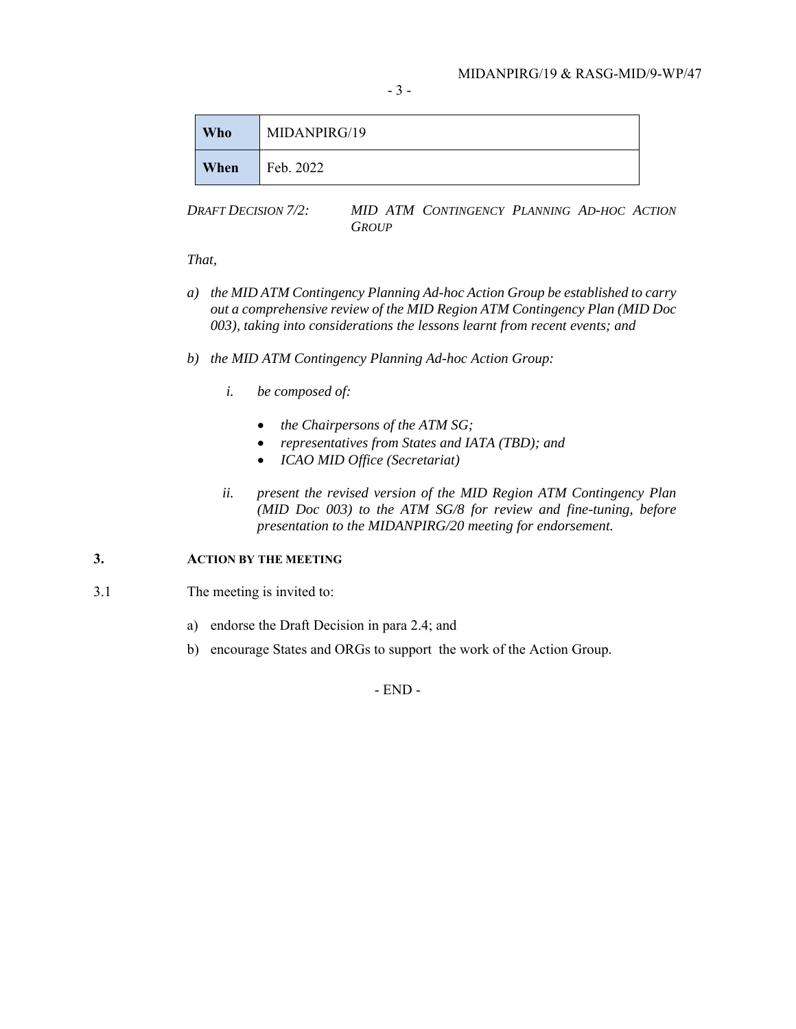| | |
|---|---|
| **Who** | MIDANPIRG/19 |
| **When** | Feb. 2022 |

*DRAFT DECISION 7/2: MID ATM CONTINGENCY PLANNING AD-HOC ACTION GROUP*

*That,*

*a) the MID ATM Contingency Planning Ad-hoc Action Group be established to carry out a comprehensive review of the MID Region ATM Contingency Plan (MID Doc 003), taking into considerations the lessons learnt from recent events; and*

*b) the MID ATM Contingency Planning Ad-hoc Action Group:*

*i. be composed of:*

- *the Chairpersons of the ATM SG;*
- *representatives from States and IATA (TBD); and*
- *ICAO MID Office (Secretariat)*

*ii. present the revised version of the MID Region ATM Contingency Plan (MID Doc 003) to the ATM SG/8 for review and fine-tuning, before presentation to the MIDANPIRG/20 meeting for endorsement.*

## 3. ACTION BY THE MEETING

3.1 The meeting is invited to:

a) endorse the Draft Decision in para 2.4; and

b) encourage States and ORGs to support the work of the Action Group.

- END -